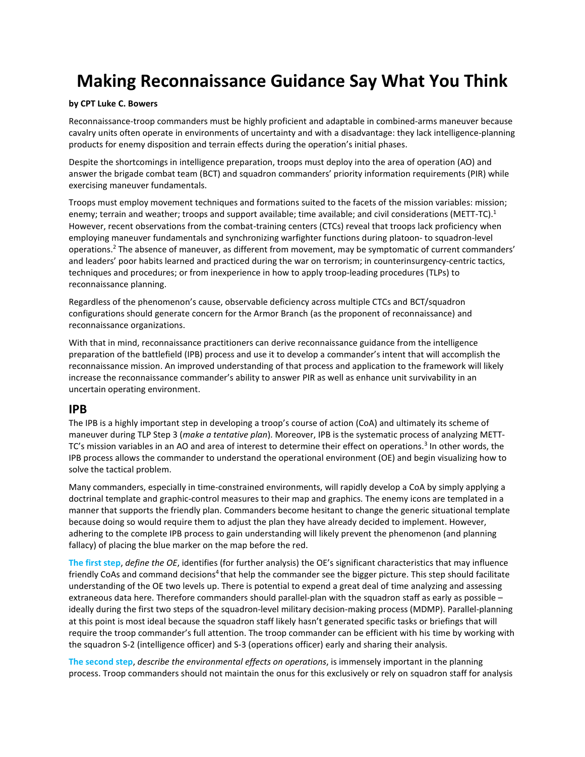# Making Reconnaissance Guidance Say What You Think

**by CPT Luke C. Bowers**

Reconnaissance-troop commanders must be highly proficient and adaptable in combined-arms maneuver because cavalry units often operate in environments of uncertainty and with a disadvantage: they lack intelligence-planning products for enemy disposition and terrain effects during the operation's initial phases.

Despite the shortcomings in intelligence preparation, troops must deploy into the area of operation (AO) and answer the brigade combat team (BCT) and squadron commanders' priority information requirements (PIR) while exercising maneuver fundamentals.

Troops must employ movement techniques and formations suited to the facets of the mission variables: mission; enemy; terrain and weather; troops and support available; time available; and civil considerations (METT-TC).[1] However, recent observations from the combat-training centers (CTCs) reveal that troops lack proficiency when employing maneuver fundamentals and synchronizing warfighter functions during platoon- to squadron-level operations.[2] The absence of maneuver, as different from movement, may be symptomatic of current commanders' and leaders' poor habits learned and practiced during the war on terrorism; in counterinsurgency-centric tactics, techniques and procedures; or from inexperience in how to apply troop-leading procedures (TLPs) to reconnaissance planning.

Regardless of the phenomenon's cause, observable deficiency across multiple CTCs and BCT/squadron configurations should generate concern for the Armor Branch (as the proponent of reconnaissance) and reconnaissance organizations.

With that in mind, reconnaissance practitioners can derive reconnaissance guidance from the intelligence preparation of the battlefield (IPB) process and use it to develop a commander's intent that will accomplish the reconnaissance mission. An improved understanding of that process and application to the framework will likely increase the reconnaissance commander's ability to answer PIR as well as enhance unit survivability in an uncertain operating environment.

## IPB

The IPB is a highly important step in developing a troop's course of action (CoA) and ultimately its scheme of maneuver during TLP Step 3 (*make a tentative plan*). Moreover, IPB is the systematic process of analyzing METT-TC's mission variables in an AO and area of interest to determine their effect on operations.[3] In other words, the IPB process allows the commander to understand the operational environment (OE) and begin visualizing how to solve the tactical problem.

Many commanders, especially in time-constrained environments, will rapidly develop a CoA by simply applying a doctrinal template and graphic-control measures to their map and graphics. The enemy icons are templated in a manner that supports the friendly plan. Commanders become hesitant to change the generic situational template because doing so would require them to adjust the plan they have already decided to implement. However, adhering to the complete IPB process to gain understanding will likely prevent the phenomenon (and planning fallacy) of placing the blue marker on the map before the red.

**The first step**, *define the OE*, identifies (for further analysis) the OE's significant characteristics that may influence friendly CoAs and command decisions[4] that help the commander see the bigger picture. This step should facilitate understanding of the OE two levels up. There is potential to expend a great deal of time analyzing and assessing extraneous data here. Therefore commanders should parallel-plan with the squadron staff as early as possible – ideally during the first two steps of the squadron-level military decision-making process (MDMP). Parallel-planning at this point is most ideal because the squadron staff likely hasn't generated specific tasks or briefings that will require the troop commander's full attention. The troop commander can be efficient with his time by working with the squadron S-2 (intelligence officer) and S-3 (operations officer) early and sharing their analysis.

**The second step**, *describe the environmental effects on operations*, is immensely important in the planning process. Troop commanders should not maintain the onus for this exclusively or rely on squadron staff for analysis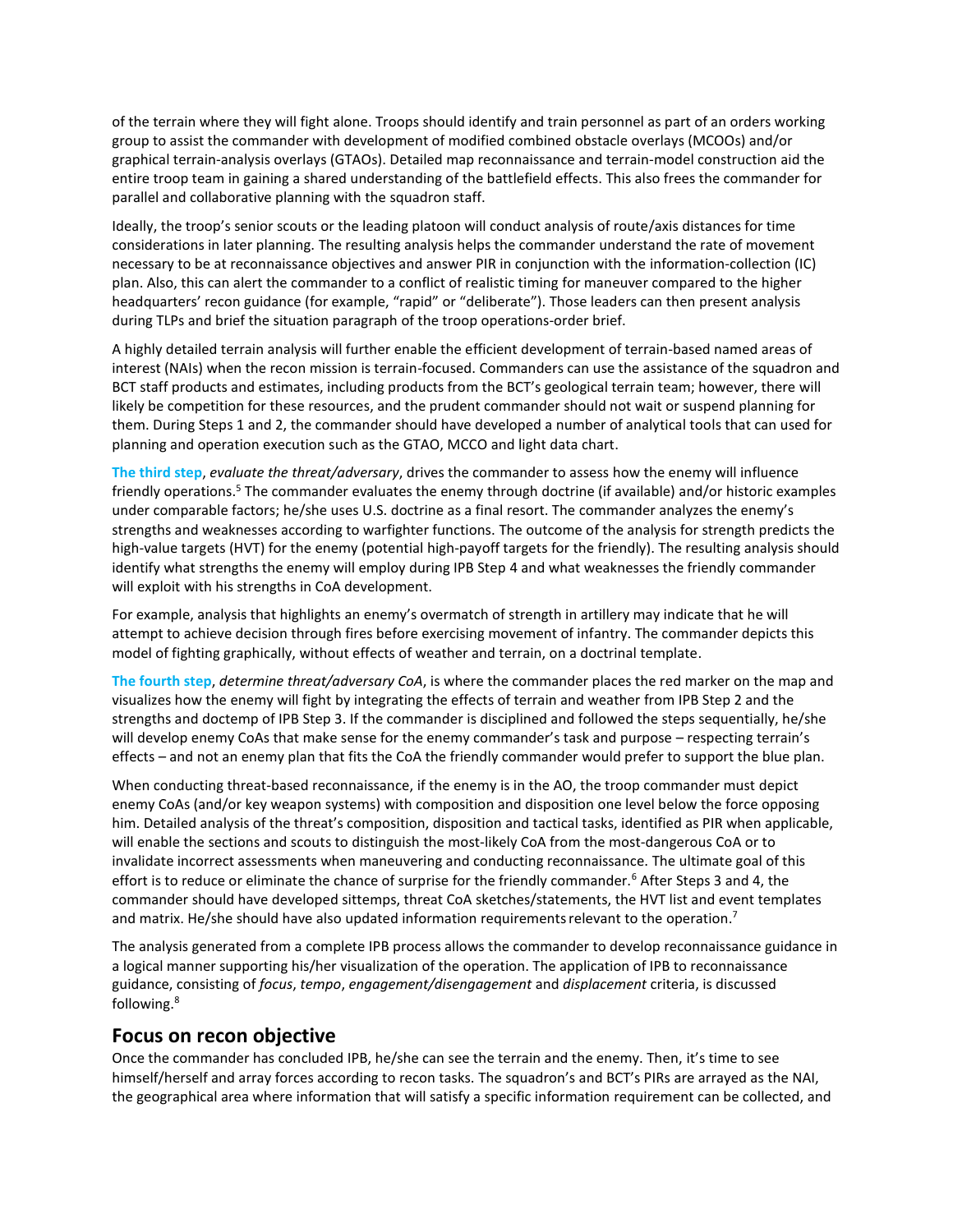of the terrain where they will fight alone. Troops should identify and train personnel as part of an orders working group to assist the commander with development of modified combined obstacle overlays (MCOOs) and/or graphical terrain-analysis overlays (GTAOs). Detailed map reconnaissance and terrain-model construction aid the entire troop team in gaining a shared understanding of the battlefield effects. This also frees the commander for parallel and collaborative planning with the squadron staff.

Ideally, the troop's senior scouts or the leading platoon will conduct analysis of route/axis distances for time considerations in later planning. The resulting analysis helps the commander understand the rate of movement necessary to be at reconnaissance objectives and answer PIR in conjunction with the information-collection (IC) plan. Also, this can alert the commander to a conflict of realistic timing for maneuver compared to the higher headquarters' recon guidance (for example, "rapid" or "deliberate"). Those leaders can then present analysis during TLPs and brief the situation paragraph of the troop operations-order brief.

A highly detailed terrain analysis will further enable the efficient development of terrain-based named areas of interest (NAIs) when the recon mission is terrain-focused. Commanders can use the assistance of the squadron and BCT staff products and estimates, including products from the BCT's geological terrain team; however, there will likely be competition for these resources, and the prudent commander should not wait or suspend planning for them. During Steps 1 and 2, the commander should have developed a number of analytical tools that can used for planning and operation execution such as the GTAO, MCCO and light data chart.

**The third step**, *evaluate the threat/adversary*, drives the commander to assess how the enemy will influence friendly operations.[5] The commander evaluates the enemy through doctrine (if available) and/or historic examples under comparable factors; he/she uses U.S. doctrine as a final resort. The commander analyzes the enemy's strengths and weaknesses according to warfighter functions. The outcome of the analysis for strength predicts the high-value targets (HVT) for the enemy (potential high-payoff targets for the friendly). The resulting analysis should identify what strengths the enemy will employ during IPB Step 4 and what weaknesses the friendly commander will exploit with his strengths in CoA development.

For example, analysis that highlights an enemy's overmatch of strength in artillery may indicate that he will attempt to achieve decision through fires before exercising movement of infantry. The commander depicts this model of fighting graphically, without effects of weather and terrain, on a doctrinal template.

**The fourth step**, *determine threat/adversary CoA*, is where the commander places the red marker on the map and visualizes how the enemy will fight by integrating the effects of terrain and weather from IPB Step 2 and the strengths and doctemp of IPB Step 3. If the commander is disciplined and followed the steps sequentially, he/she will develop enemy CoAs that make sense for the enemy commander's task and purpose – respecting terrain's effects – and not an enemy plan that fits the CoA the friendly commander would prefer to support the blue plan.

When conducting threat-based reconnaissance, if the enemy is in the AO, the troop commander must depict enemy CoAs (and/or key weapon systems) with composition and disposition one level below the force opposing him. Detailed analysis of the threat's composition, disposition and tactical tasks, identified as PIR when applicable, will enable the sections and scouts to distinguish the most-likely CoA from the most-dangerous CoA or to invalidate incorrect assessments when maneuvering and conducting reconnaissance. The ultimate goal of this effort is to reduce or eliminate the chance of surprise for the friendly commander.[6] After Steps 3 and 4, the commander should have developed sittemps, threat CoA sketches/statements, the HVT list and event templates and matrix. He/she should have also updated information requirements relevant to the operation.[7]

The analysis generated from a complete IPB process allows the commander to develop reconnaissance guidance in a logical manner supporting his/her visualization of the operation. The application of IPB to reconnaissance guidance, consisting of *focus*, *tempo*, *engagement/disengagement* and *displacement* criteria, is discussed following.[8]

## Focus on recon objective

Once the commander has concluded IPB, he/she can see the terrain and the enemy. Then, it's time to see himself/herself and array forces according to recon tasks. The squadron's and BCT's PIRs are arrayed as the NAI, the geographical area where information that will satisfy a specific information requirement can be collected, and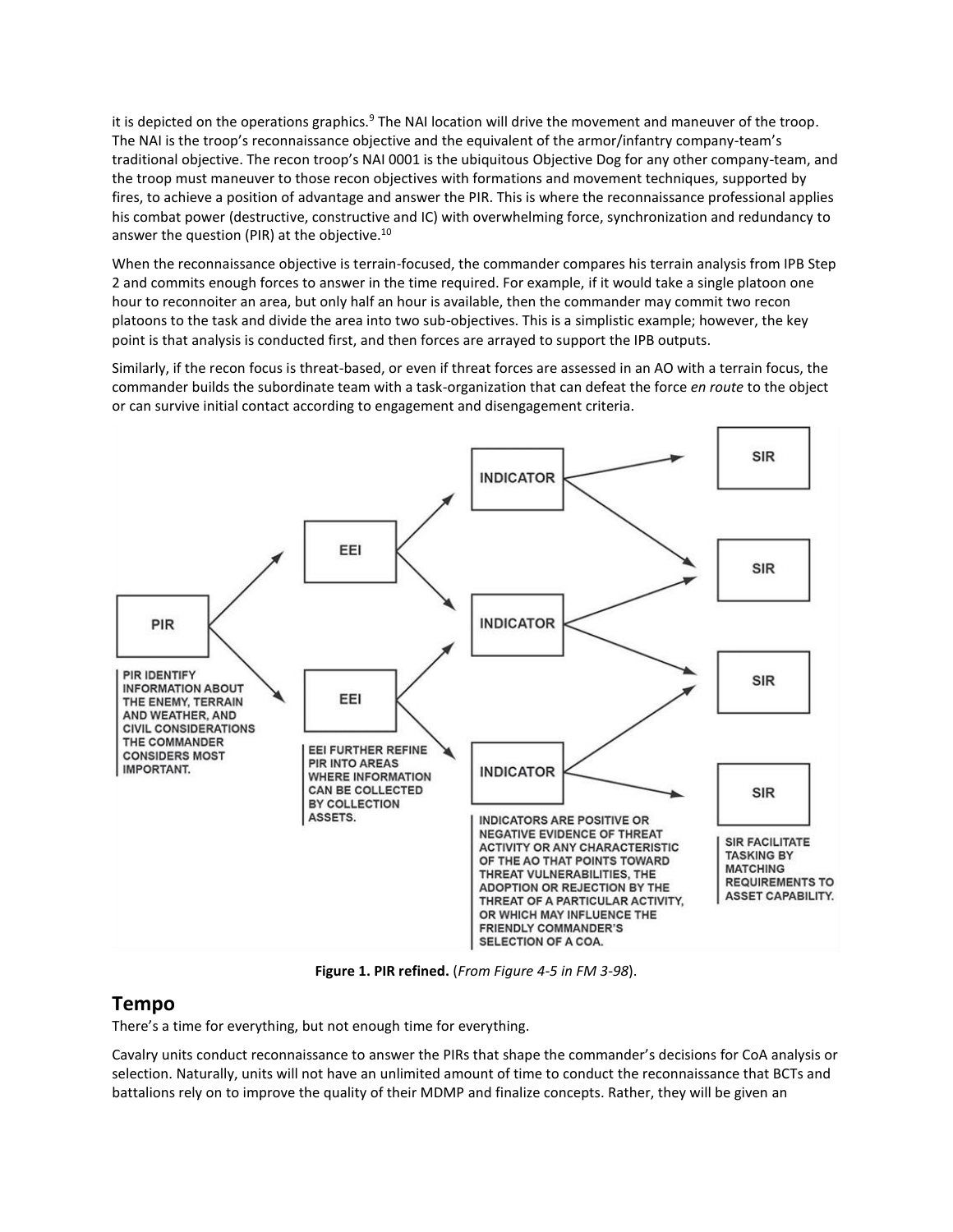it is depicted on the operations graphics.[9] The NAI location will drive the movement and maneuver of the troop. The NAI is the troop's reconnaissance objective and the equivalent of the armor/infantry company-team's traditional objective. The recon troop's NAI 0001 is the ubiquitous Objective Dog for any other company-team, and the troop must maneuver to those recon objectives with formations and movement techniques, supported by fires, to achieve a position of advantage and answer the PIR. This is where the reconnaissance professional applies his combat power (destructive, constructive and IC) with overwhelming force, synchronization and redundancy to answer the question (PIR) at the objective.[10]

When the reconnaissance objective is terrain-focused, the commander compares his terrain analysis from IPB Step 2 and commits enough forces to answer in the time required. For example, if it would take a single platoon one hour to reconnoiter an area, but only half an hour is available, then the commander may commit two recon platoons to the task and divide the area into two sub-objectives. This is a simplistic example; however, the key point is that analysis is conducted first, and then forces are arrayed to support the IPB outputs.

Similarly, if the recon focus is threat-based, or even if threat forces are assessed in an AO with a terrain focus, the commander builds the subordinate team with a task-organization that can defeat the force *en route* to the object or can survive initial contact according to engagement and disengagement criteria.

PIR → EEI → INDICATOR → SIR

PIR IDENTIFY INFORMATION ABOUT THE ENEMY, TERRAIN AND WEATHER, AND CIVIL CONSIDERATIONS THE COMMANDER CONSIDERS MOST IMPORTANT.

EEI FURTHER REFINE PIR INTO AREAS WHERE INFORMATION CAN BE COLLECTED BY COLLECTION ASSETS.

INDICATORS ARE POSITIVE OR NEGATIVE EVIDENCE OF THREAT ACTIVITY OR ANY CHARACTERISTIC OF THE AO THAT POINTS TOWARD THREAT VULNERABILITIES, THE ADOPTION OR REJECTION BY THE THREAT OF A PARTICULAR ACTIVITY, OR WHICH MAY INFLUENCE THE FRIENDLY COMMANDER'S SELECTION OF A COA.

SIR FACILITATE TASKING BY MATCHING REQUIREMENTS TO ASSET CAPABILITY.

**Figure 1. PIR refined.** (*From Figure 4-5 in FM 3-98*).

## Tempo

There's a time for everything, but not enough time for everything.

Cavalry units conduct reconnaissance to answer the PIRs that shape the commander's decisions for CoA analysis or selection. Naturally, units will not have an unlimited amount of time to conduct the reconnaissance that BCTs and battalions rely on to improve the quality of their MDMP and finalize concepts. Rather, they will be given an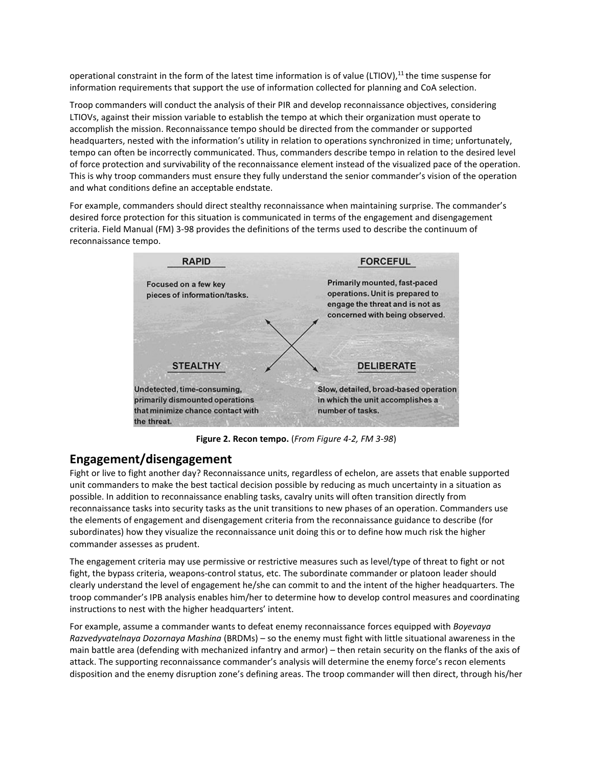operational constraint in the form of the latest time information is of value (LTIOV),[11] the time suspense for information requirements that support the use of information collected for planning and CoA selection.

Troop commanders will conduct the analysis of their PIR and develop reconnaissance objectives, considering LTIOVs, against their mission variable to establish the tempo at which their organization must operate to accomplish the mission. Reconnaissance tempo should be directed from the commander or supported headquarters, nested with the information's utility in relation to operations synchronized in time; unfortunately, tempo can often be incorrectly communicated. Thus, commanders describe tempo in relation to the desired level of force protection and survivability of the reconnaissance element instead of the visualized pace of the operation. This is why troop commanders must ensure they fully understand the senior commander's vision of the operation and what conditions define an acceptable endstate.

For example, commanders should direct stealthy reconnaissance when maintaining surprise. The commander's desired force protection for this situation is communicated in terms of the engagement and disengagement criteria. Field Manual (FM) 3-98 provides the definitions of the terms used to describe the continuum of reconnaissance tempo.

**RAPID**
Focused on a few key pieces of information/tasks.

**FORCEFUL**
Primarily mounted, fast-paced operations. Unit is prepared to engage the threat and is not as concerned with being observed.

**STEALTHY**
Undetected, time-consuming, primarily dismounted operations that minimize chance contact with the threat.

**DELIBERATE**
Slow, detailed, broad-based operation in which the unit accomplishes a number of tasks.

**Figure 2. Recon tempo.** (*From Figure 4-2, FM 3-98*)

## Engagement/disengagement

Fight or live to fight another day? Reconnaissance units, regardless of echelon, are assets that enable supported unit commanders to make the best tactical decision possible by reducing as much uncertainty in a situation as possible. In addition to reconnaissance enabling tasks, cavalry units will often transition directly from reconnaissance tasks into security tasks as the unit transitions to new phases of an operation. Commanders use the elements of engagement and disengagement criteria from the reconnaissance guidance to describe (for subordinates) how they visualize the reconnaissance unit doing this or to define how much risk the higher commander assesses as prudent.

The engagement criteria may use permissive or restrictive measures such as level/type of threat to fight or not fight, the bypass criteria, weapons-control status, etc. The subordinate commander or platoon leader should clearly understand the level of engagement he/she can commit to and the intent of the higher headquarters. The troop commander's IPB analysis enables him/her to determine how to develop control measures and coordinating instructions to nest with the higher headquarters' intent.

For example, assume a commander wants to defeat enemy reconnaissance forces equipped with *Boyevaya Razvedyvatelnaya Dozornaya Mashina* (BRDMs) – so the enemy must fight with little situational awareness in the main battle area (defending with mechanized infantry and armor) – then retain security on the flanks of the axis of attack. The supporting reconnaissance commander's analysis will determine the enemy force's recon elements disposition and the enemy disruption zone's defining areas. The troop commander will then direct, through his/her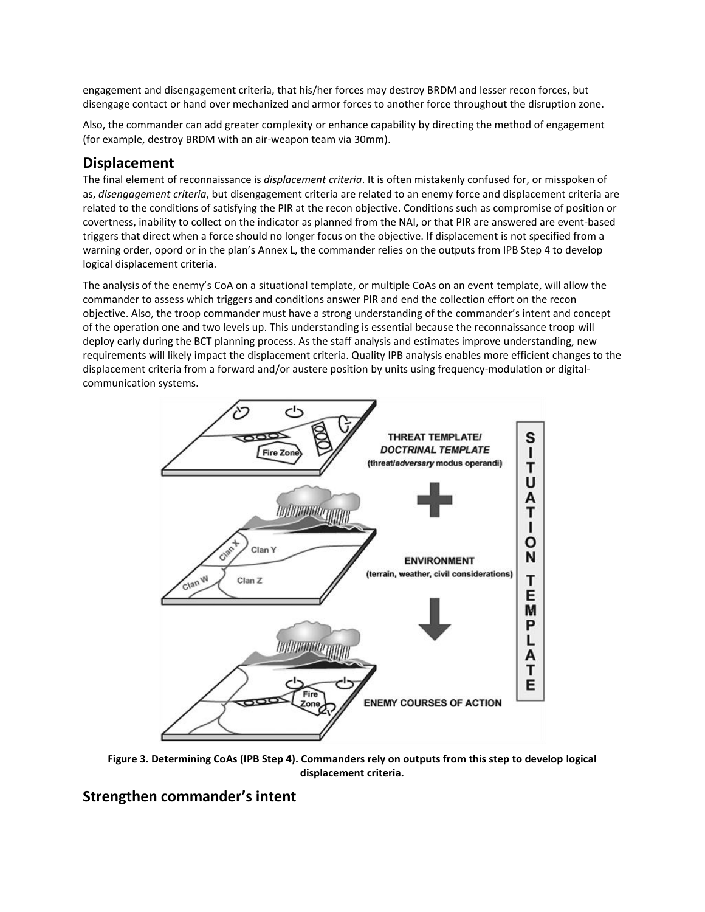engagement and disengagement criteria, that his/her forces may destroy BRDM and lesser recon forces, but disengage contact or hand over mechanized and armor forces to another force throughout the disruption zone.

Also, the commander can add greater complexity or enhance capability by directing the method of engagement (for example, destroy BRDM with an air-weapon team via 30mm).

## Displacement

The final element of reconnaissance is *displacement criteria*. It is often mistakenly confused for, or misspoken of as, *disengagement criteria*, but disengagement criteria are related to an enemy force and displacement criteria are related to the conditions of satisfying the PIR at the recon objective. Conditions such as compromise of position or covertness, inability to collect on the indicator as planned from the NAI, or that PIR are answered are event-based triggers that direct when a force should no longer focus on the objective. If displacement is not specified from a warning order, opord or in the plan's Annex L, the commander relies on the outputs from IPB Step 4 to develop logical displacement criteria.

The analysis of the enemy's CoA on a situational template, or multiple CoAs on an event template, will allow the commander to assess which triggers and conditions answer PIR and end the collection effort on the recon objective. Also, the troop commander must have a strong understanding of the commander's intent and concept of the operation one and two levels up. This understanding is essential because the reconnaissance troop will deploy early during the BCT planning process. As the staff analysis and estimates improve understanding, new requirements will likely impact the displacement criteria. Quality IPB analysis enables more efficient changes to the displacement criteria from a forward and/or austere position by units using frequency-modulation or digital-communication systems.

**Figure 3. Determining CoAs (IPB Step 4). Commanders rely on outputs from this step to develop logical displacement criteria.**

## Strengthen commander's intent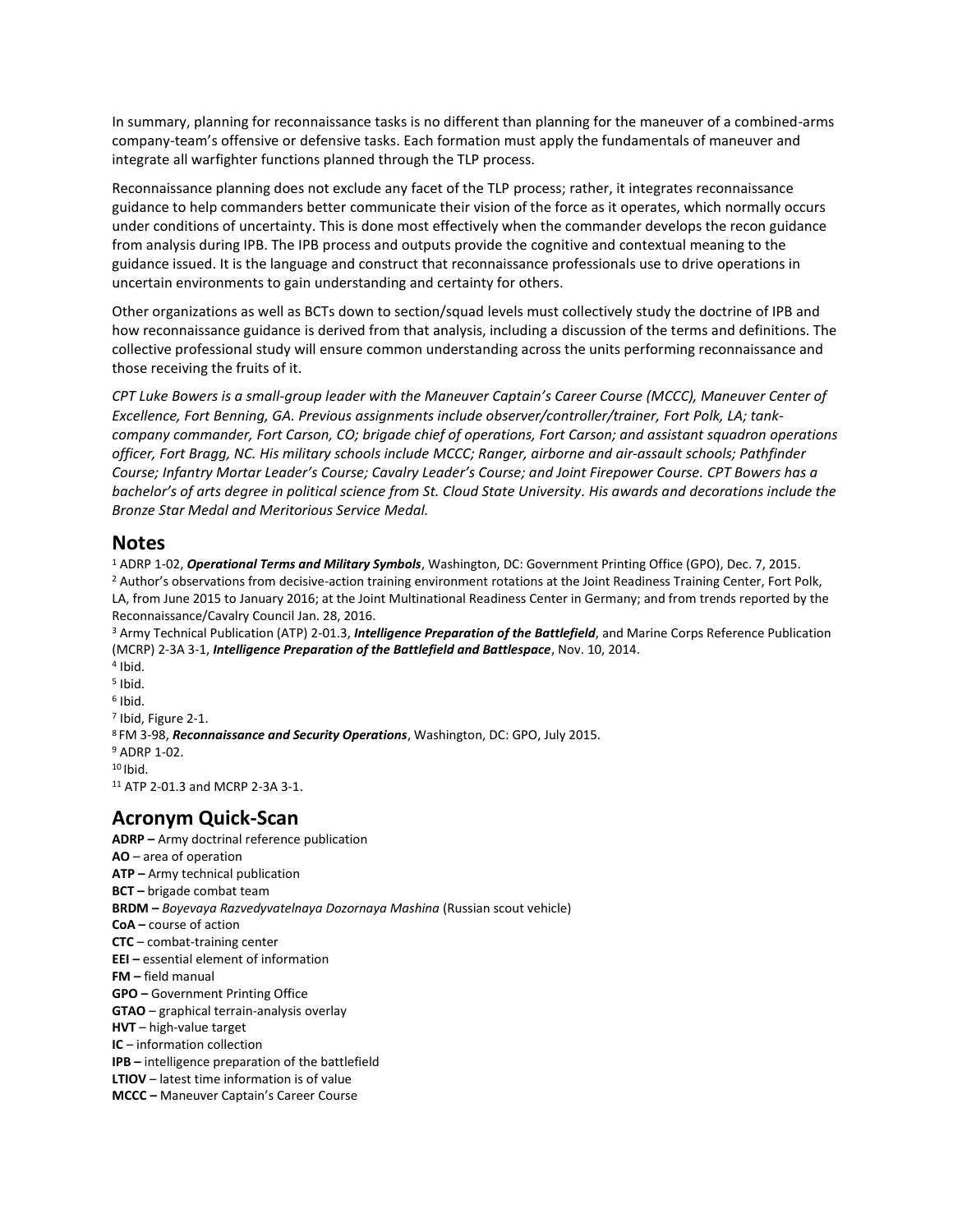In summary, planning for reconnaissance tasks is no different than planning for the maneuver of a combined-arms company-team's offensive or defensive tasks. Each formation must apply the fundamentals of maneuver and integrate all warfighter functions planned through the TLP process.

Reconnaissance planning does not exclude any facet of the TLP process; rather, it integrates reconnaissance guidance to help commanders better communicate their vision of the force as it operates, which normally occurs under conditions of uncertainty. This is done most effectively when the commander develops the recon guidance from analysis during IPB. The IPB process and outputs provide the cognitive and contextual meaning to the guidance issued. It is the language and construct that reconnaissance professionals use to drive operations in uncertain environments to gain understanding and certainty for others.

Other organizations as well as BCTs down to section/squad levels must collectively study the doctrine of IPB and how reconnaissance guidance is derived from that analysis, including a discussion of the terms and definitions. The collective professional study will ensure common understanding across the units performing reconnaissance and those receiving the fruits of it.

*CPT Luke Bowers is a small-group leader with the Maneuver Captain's Career Course (MCCC), Maneuver Center of Excellence, Fort Benning, GA. Previous assignments include observer/controller/trainer, Fort Polk, LA; tank-company commander, Fort Carson, CO; brigade chief of operations, Fort Carson; and assistant squadron operations officer, Fort Bragg, NC. His military schools include MCCC; Ranger, airborne and air-assault schools; Pathfinder Course; Infantry Mortar Leader's Course; Cavalry Leader's Course; and Joint Firepower Course. CPT Bowers has a bachelor's of arts degree in political science from St. Cloud State University. His awards and decorations include the Bronze Star Medal and Meritorious Service Medal.*

## Notes

[1] ADRP 1-02, ***Operational Terms and Military Symbols***, Washington, DC: Government Printing Office (GPO), Dec. 7, 2015.
[2] Author's observations from decisive-action training environment rotations at the Joint Readiness Training Center, Fort Polk, LA, from June 2015 to January 2016; at the Joint Multinational Readiness Center in Germany; and from trends reported by the Reconnaissance/Cavalry Council Jan. 28, 2016.
[3] Army Technical Publication (ATP) 2-01.3, ***Intelligence Preparation of the Battlefield***, and Marine Corps Reference Publication (MCRP) 2-3A 3-1, ***Intelligence Preparation of the Battlefield and Battlespace***, Nov. 10, 2014.
[4] Ibid.
[5] Ibid.
[6] Ibid.
[7] Ibid, Figure 2-1.
[8] FM 3-98, ***Reconnaissance and Security Operations***, Washington, DC: GPO, July 2015.
[9] ADRP 1-02.
[10] Ibid.
[11] ATP 2-01.3 and MCRP 2-3A 3-1.

## Acronym Quick-Scan

**ADRP –** Army doctrinal reference publication
**AO** – area of operation
**ATP –** Army technical publication
**BCT –** brigade combat team
**BRDM –** *Boyevaya Razvedyvatelnaya Dozornaya Mashina* (Russian scout vehicle)
**CoA –** course of action
**CTC** – combat-training center
**EEI –** essential element of information
**FM –** field manual
**GPO –** Government Printing Office
**GTAO** – graphical terrain-analysis overlay
**HVT** – high-value target
**IC** – information collection
**IPB –** intelligence preparation of the battlefield
**LTIOV** – latest time information is of value
**MCCC –** Maneuver Captain's Career Course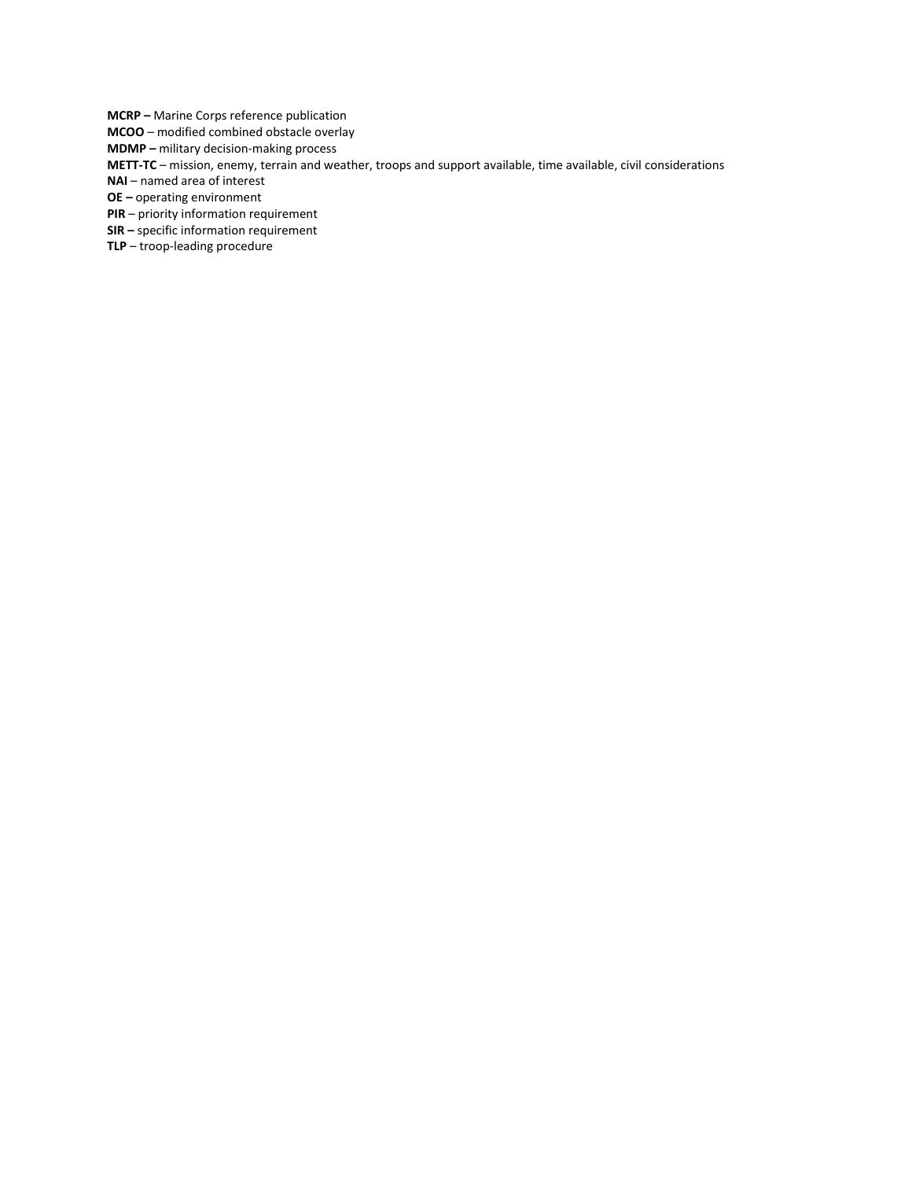**MCRP –** Marine Corps reference publication
**MCOO** – modified combined obstacle overlay
**MDMP –** military decision-making process
**METT-TC** – mission, enemy, terrain and weather, troops and support available, time available, civil considerations
**NAI** – named area of interest
**OE –** operating environment
**PIR** – priority information requirement
**SIR –** specific information requirement
**TLP** – troop-leading procedure